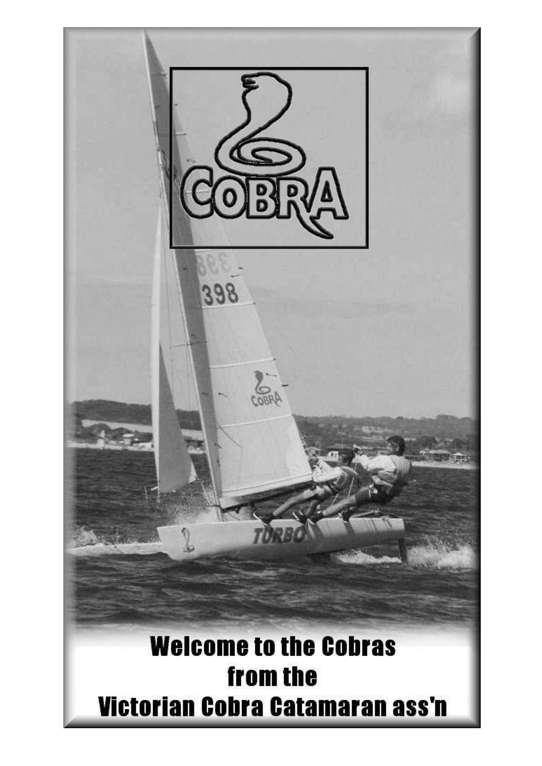# Welcome to the Cobras from the Victorian Cobra Catamaran ass'n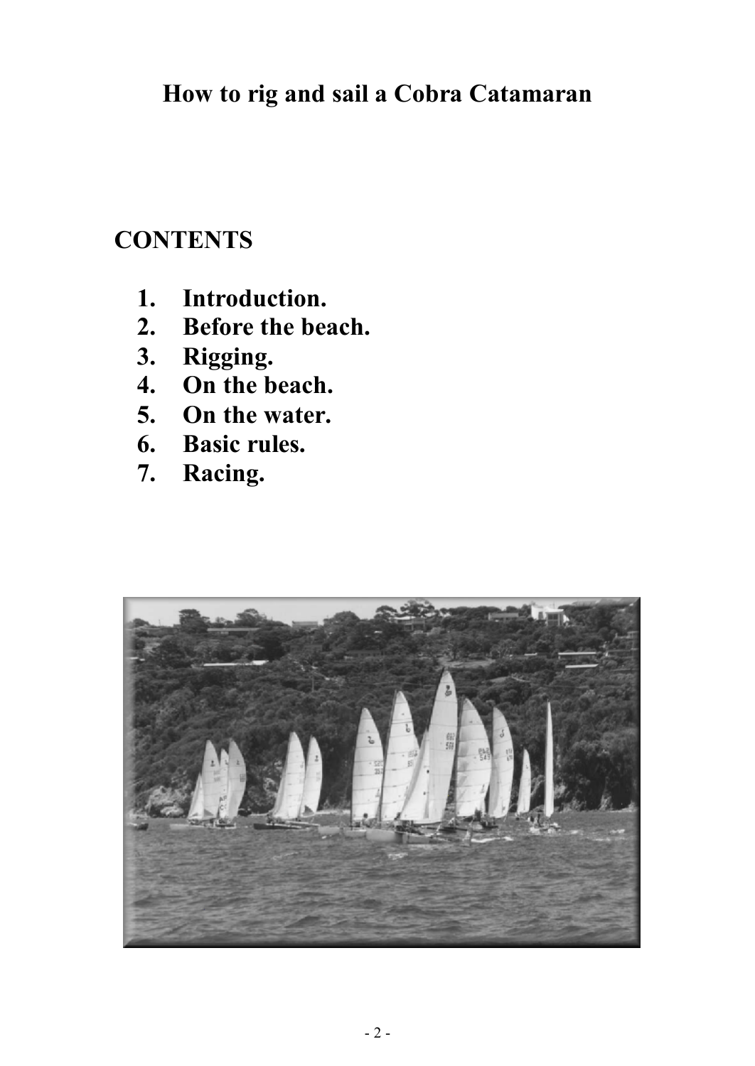# How to rig and sail a Cobra Catamaran

## CONTENTS

1. **Introduction.**
2. **Before the beach.**
3. **Rigging.**
4. **On the beach.**
5. **On the water.**
6. **Basic rules.**
7. **Racing.**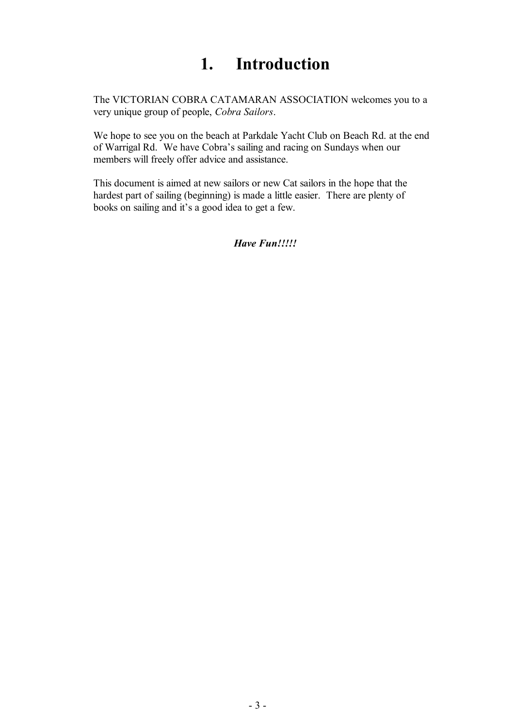# 1. Introduction

The VICTORIAN COBRA CATAMARAN ASSOCIATION welcomes you to a very unique group of people, *Cobra Sailors*.

We hope to see you on the beach at Parkdale Yacht Club on Beach Rd. at the end of Warrigal Rd. We have Cobra's sailing and racing on Sundays when our members will freely offer advice and assistance.

This document is aimed at new sailors or new Cat sailors in the hope that the hardest part of sailing (beginning) is made a little easier. There are plenty of books on sailing and it's a good idea to get a few.

***Have Fun!!!!!***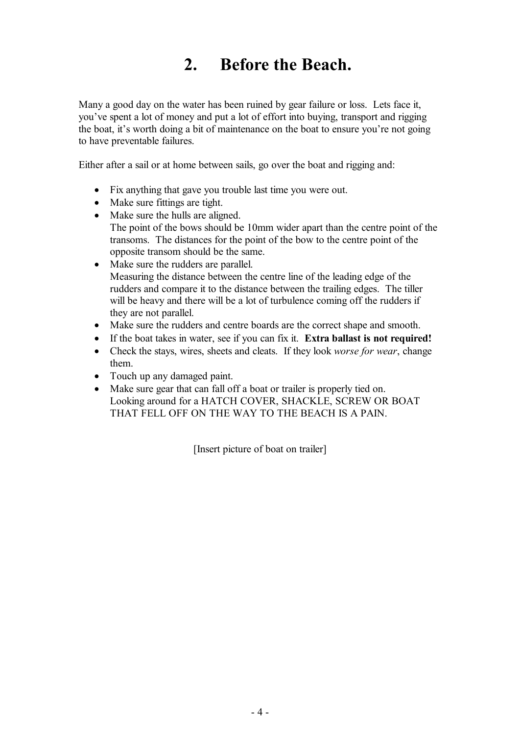# 2. Before the Beach.

Many a good day on the water has been ruined by gear failure or loss. Lets face it, you've spent a lot of money and put a lot of effort into buying, transport and rigging the boat, it's worth doing a bit of maintenance on the boat to ensure you're not going to have preventable failures.

Either after a sail or at home between sails, go over the boat and rigging and:

- Fix anything that gave you trouble last time you were out.
- Make sure fittings are tight.
- Make sure the hulls are aligned.
  The point of the bows should be 10mm wider apart than the centre point of the transoms. The distances for the point of the bow to the centre point of the opposite transom should be the same.
- Make sure the rudders are parallel.
  Measuring the distance between the centre line of the leading edge of the rudders and compare it to the distance between the trailing edges. The tiller will be heavy and there will be a lot of turbulence coming off the rudders if they are not parallel.
- Make sure the rudders and centre boards are the correct shape and smooth.
- If the boat takes in water, see if you can fix it. **Extra ballast is not required!**
- Check the stays, wires, sheets and cleats. If they look *worse for wear*, change them.
- Touch up any damaged paint.
- Make sure gear that can fall off a boat or trailer is properly tied on.
  Looking around for a HATCH COVER, SHACKLE, SCREW OR BOAT THAT FELL OFF ON THE WAY TO THE BEACH IS A PAIN.

[Insert picture of boat on trailer]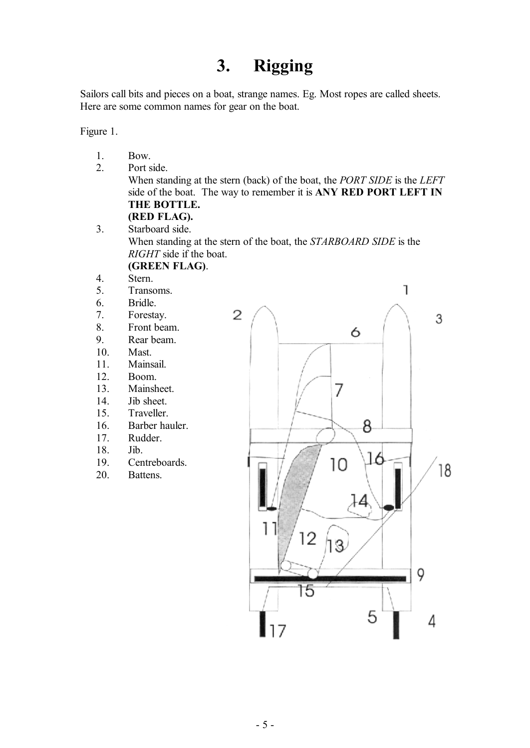# 3. Rigging

Sailors call bits and pieces on a boat, strange names. Eg. Most ropes are called sheets. Here are some common names for gear on the boat.

Figure 1.

1. Bow.
2. Port side.
   When standing at the stern (back) of the boat, the *PORT SIDE* is the *LEFT* side of the boat. The way to remember it is **ANY RED PORT LEFT IN THE BOTTLE.**
   **(RED FLAG).**
3. Starboard side.
   When standing at the stern of the boat, the *STARBOARD SIDE* is the *RIGHT* side if the boat.
   **(GREEN FLAG)**.
4. Stern.
5. Transoms.
6. Bridle.
7. Forestay.
8. Front beam.
9. Rear beam.
10. Mast.
11. Mainsail.
12. Boom.
13. Mainsheet.
14. Jib sheet.
15. Traveller.
16. Barber hauler.
17. Rudder.
18. Jib.
19. Centreboards.
20. Battens.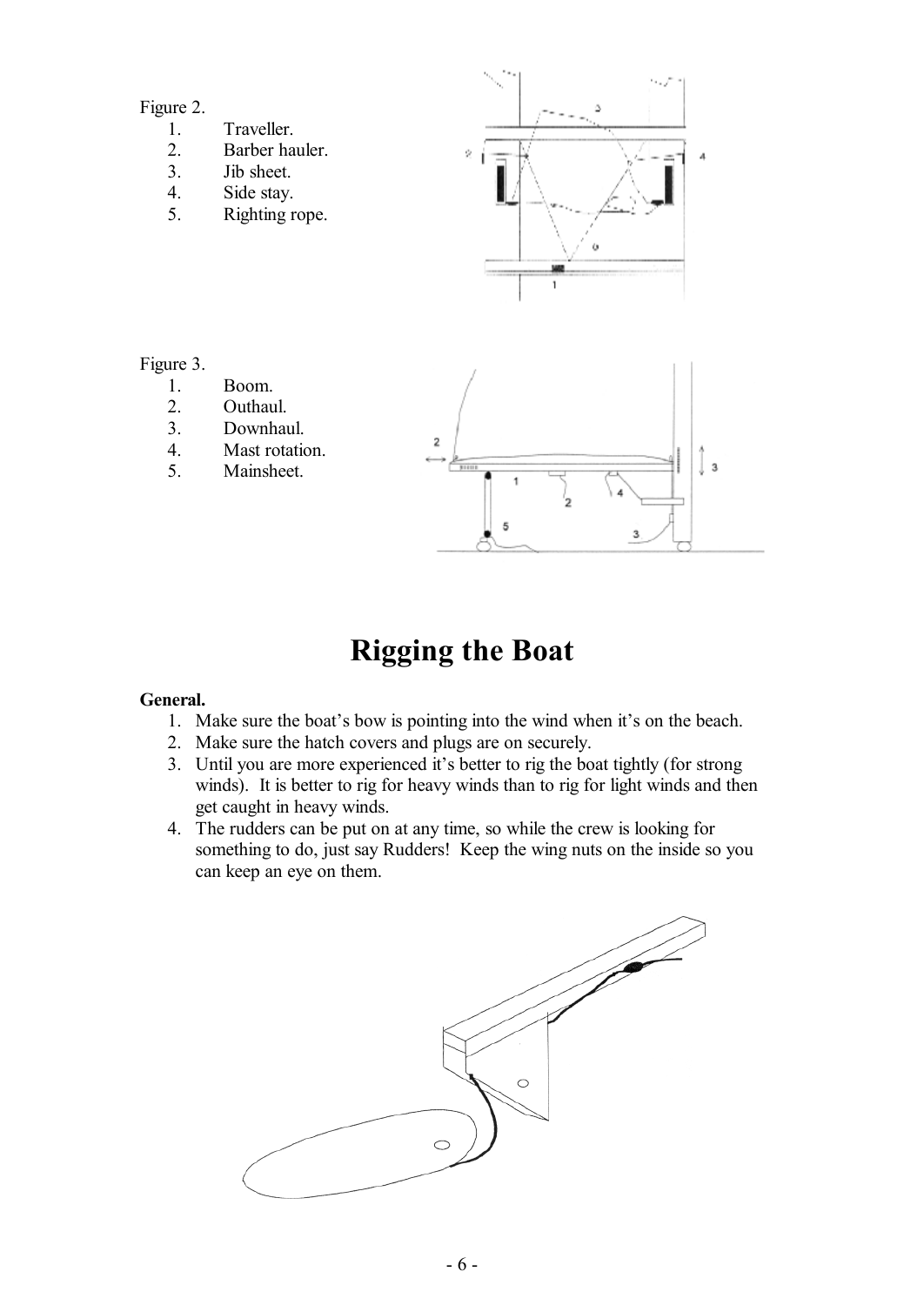Figure 2.

1. Traveller.
2. Barber hauler.
3. Jib sheet.
4. Side stay.
5. Righting rope.

Figure 3.

1. Boom.
2. Outhaul.
3. Downhaul.
4. Mast rotation.
5. Mainsheet.

# Rigging the Boat

**General.**

1. Make sure the boat's bow is pointing into the wind when it's on the beach.
2. Make sure the hatch covers and plugs are on securely.
3. Until you are more experienced it's better to rig the boat tightly (for strong winds). It is better to rig for heavy winds than to rig for light winds and then get caught in heavy winds.
4. The rudders can be put on at any time, so while the crew is looking for something to do, just say Rudders! Keep the wing nuts on the inside so you can keep an eye on them.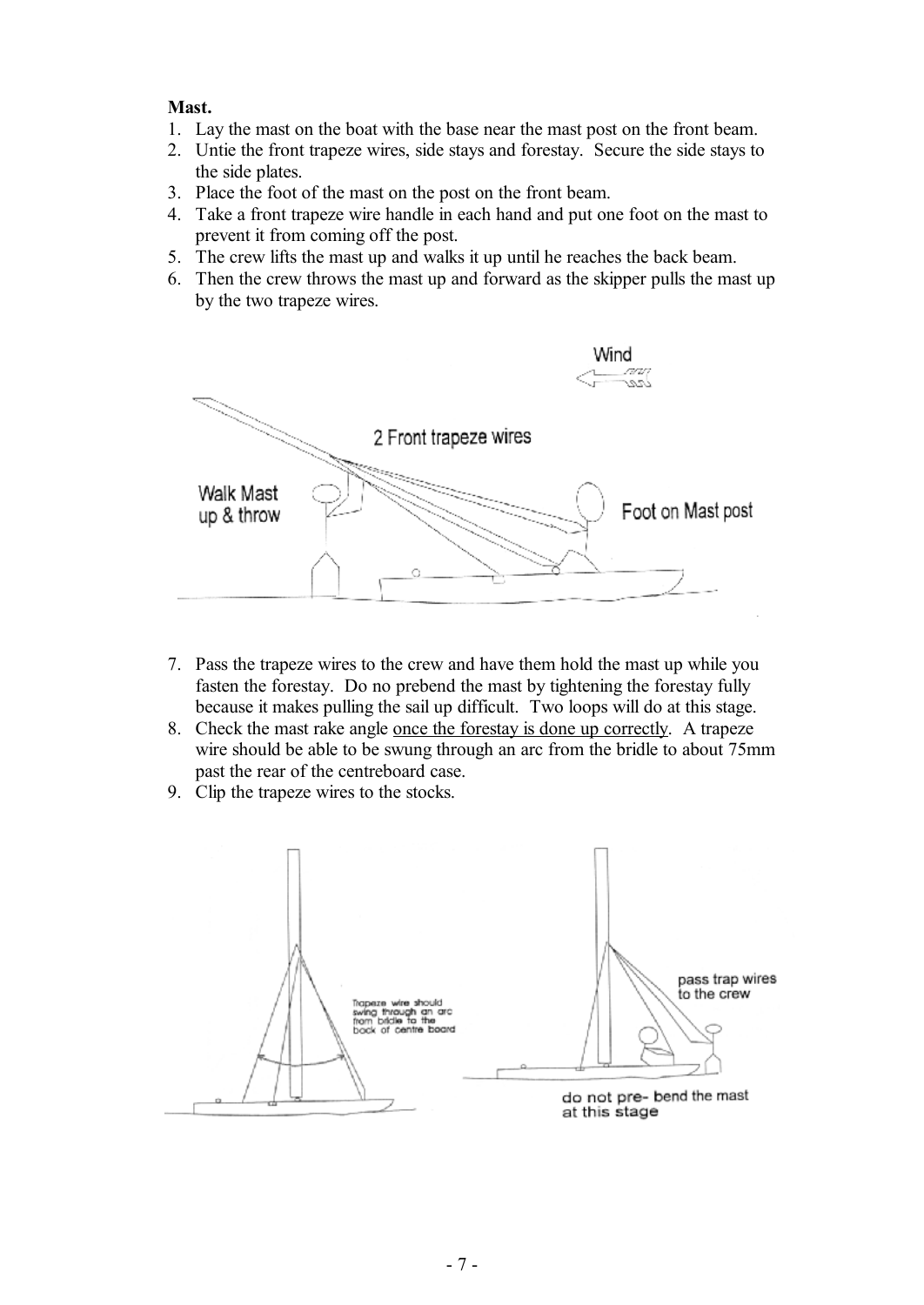**Mast.**

1. Lay the mast on the boat with the base near the mast post on the front beam.
2. Untie the front trapeze wires, side stays and forestay. Secure the side stays to the side plates.
3. Place the foot of the mast on the post on the front beam.
4. Take a front trapeze wire handle in each hand and put one foot on the mast to prevent it from coming off the post.
5. The crew lifts the mast up and walks it up until he reaches the back beam.
6. Then the crew throws the mast up and forward as the skipper pulls the mast up by the two trapeze wires.

7. Pass the trapeze wires to the crew and have them hold the mast up while you fasten the forestay. Do no prebend the mast by tightening the forestay fully because it makes pulling the sail up difficult. Two loops will do at this stage.
8. Check the mast rake angle <u>once the forestay is done up correctly</u>. A trapeze wire should be able to be swung through an arc from the bridle to about 75mm past the rear of the centreboard case.
9. Clip the trapeze wires to the stocks.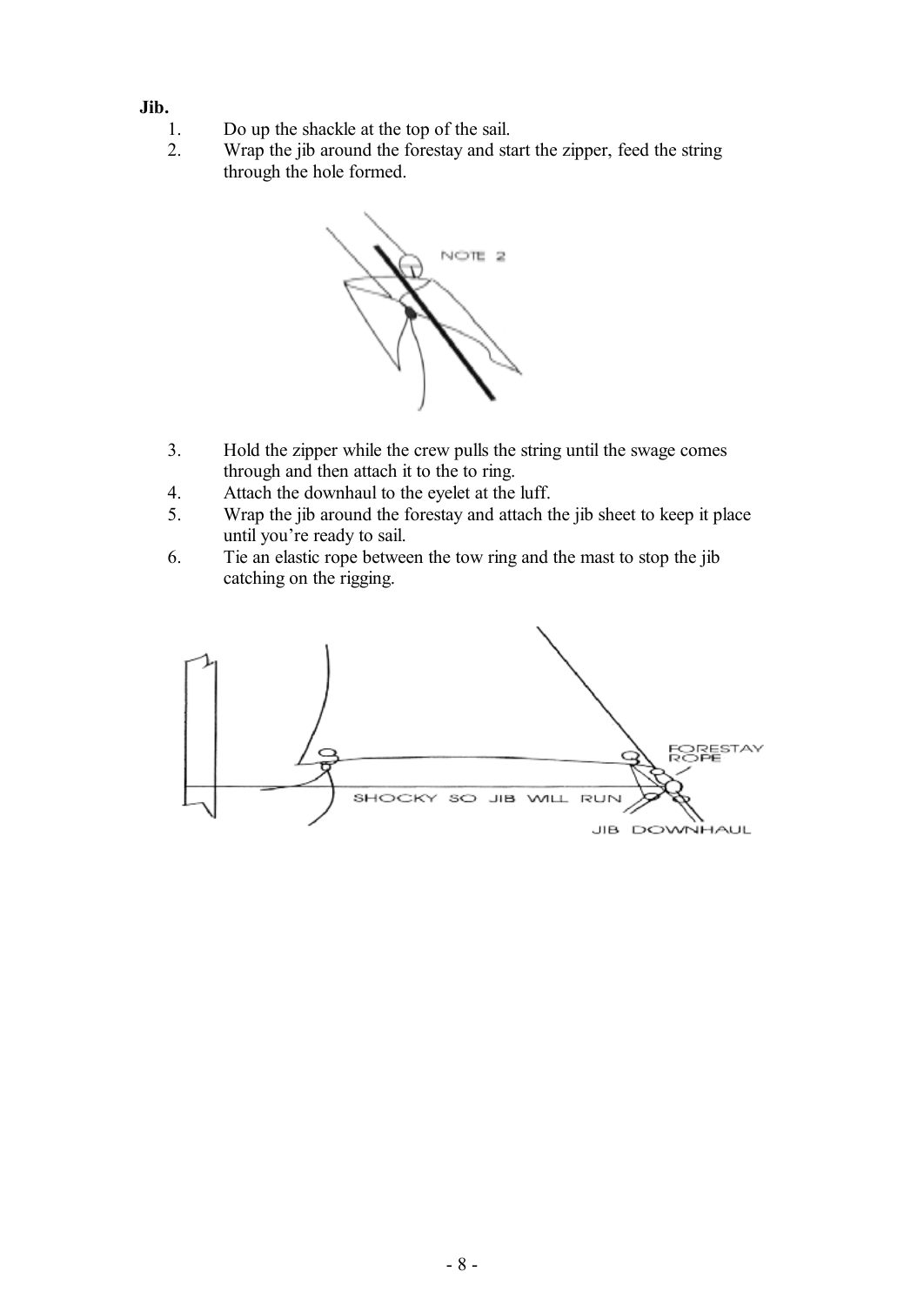**Jib.**

1. Do up the shackle at the top of the sail.
2. Wrap the jib around the forestay and start the zipper, feed the string through the hole formed.
3. Hold the zipper while the crew pulls the string until the swage comes through and then attach it to the to ring.
4. Attach the downhaul to the eyelet at the luff.
5. Wrap the jib around the forestay and attach the jib sheet to keep it place until you're ready to sail.
6. Tie an elastic rope between the tow ring and the mast to stop the jib catching on the rigging.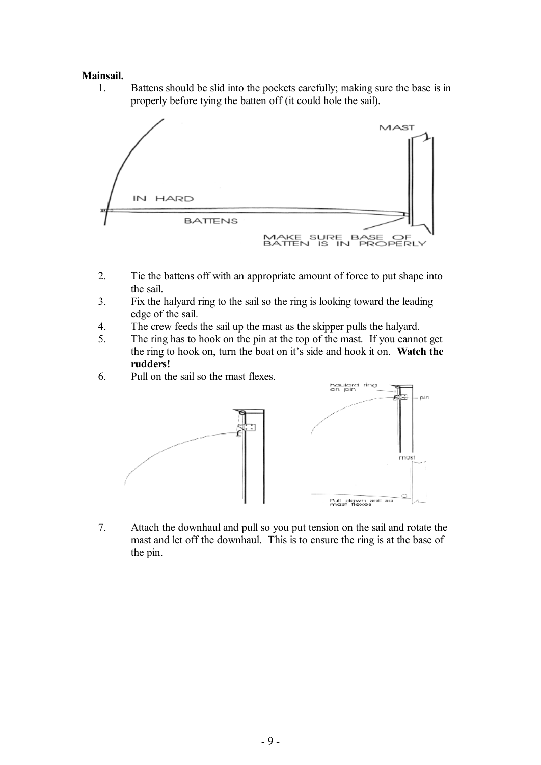**Mainsail.**

1. Battens should be slid into the pockets carefully; making sure the base is in properly before tying the batten off (it could hole the sail).

2. Tie the battens off with an appropriate amount of force to put shape into the sail.
3. Fix the halyard ring to the sail so the ring is looking toward the leading edge of the sail.
4. The crew feeds the sail up the mast as the skipper pulls the halyard.
5. The ring has to hook on the pin at the top of the mast. If you cannot get the ring to hook on, turn the boat on it's side and hook it on. **Watch the rudders!**
6. Pull on the sail so the mast flexes.

7. Attach the downhaul and pull so you put tension on the sail and rotate the mast and <u>let off the downhaul</u>. This is to ensure the ring is at the base of the pin.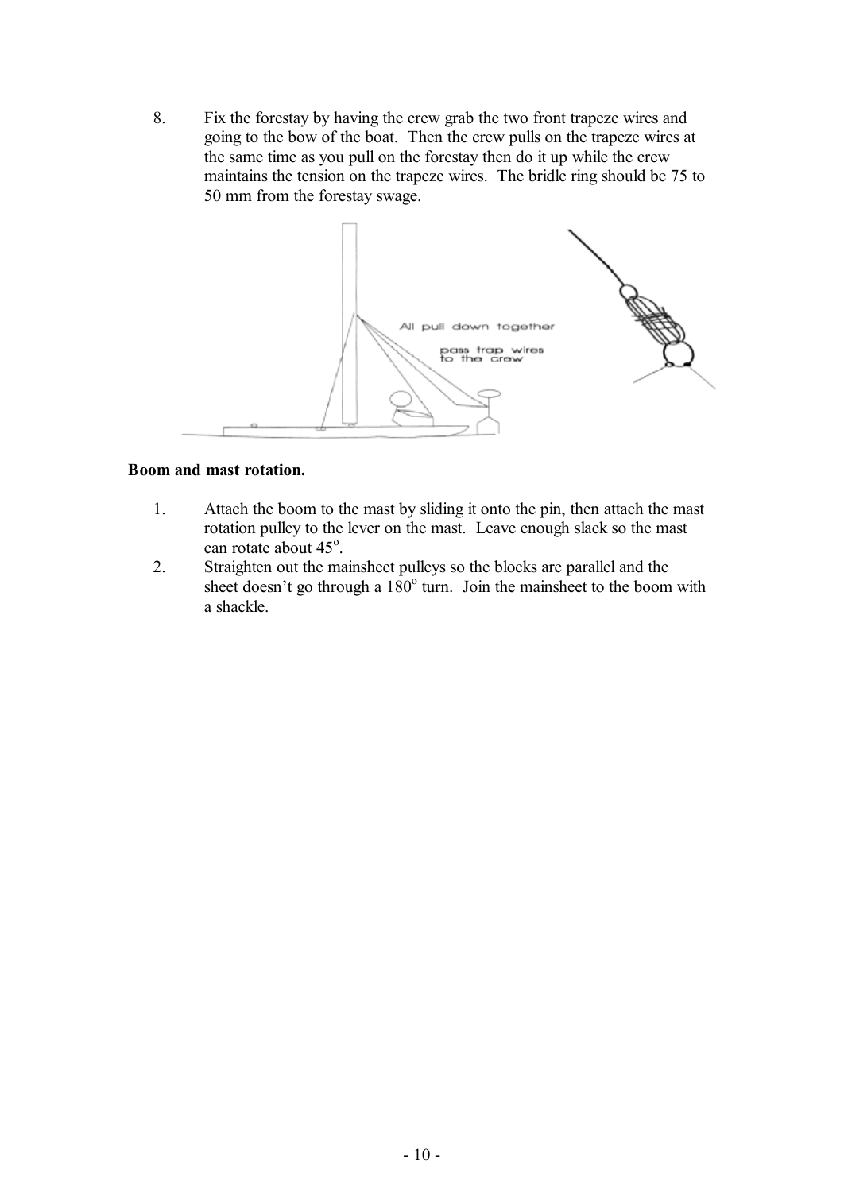8. Fix the forestay by having the crew grab the two front trapeze wires and going to the bow of the boat. Then the crew pulls on the trapeze wires at the same time as you pull on the forestay then do it up while the crew maintains the tension on the trapeze wires. The bridle ring should be 75 to 50 mm from the forestay swage.

**Boom and mast rotation.**

1. Attach the boom to the mast by sliding it onto the pin, then attach the mast rotation pulley to the lever on the mast. Leave enough slack so the mast can rotate about 45°.
2. Straighten out the mainsheet pulleys so the blocks are parallel and the sheet doesn't go through a 180° turn. Join the mainsheet to the boom with a shackle.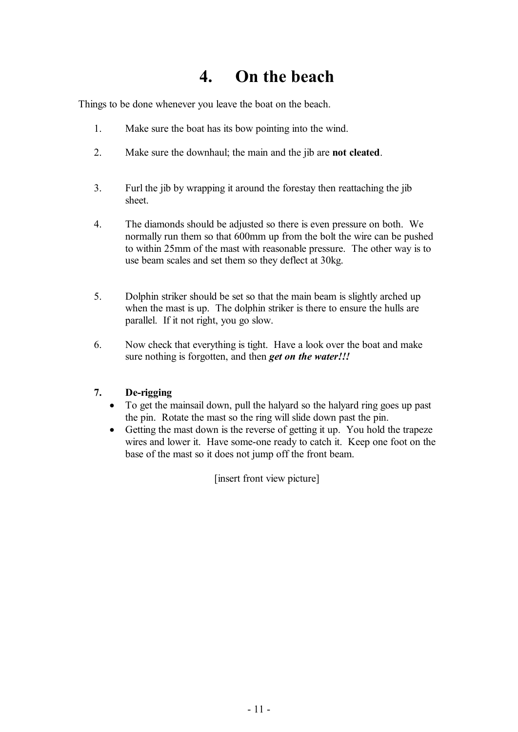# 4. On the beach

Things to be done whenever you leave the boat on the beach.

1. Make sure the boat has its bow pointing into the wind.

2. Make sure the downhaul; the main and the jib are **not cleated**.

3. Furl the jib by wrapping it around the forestay then reattaching the jib sheet.

4. The diamonds should be adjusted so there is even pressure on both. We normally run them so that 600mm up from the bolt the wire can be pushed to within 25mm of the mast with reasonable pressure. The other way is to use beam scales and set them so they deflect at 30kg.

5. Dolphin striker should be set so that the main beam is slightly arched up when the mast is up. The dolphin striker is there to ensure the hulls are parallel. If it not right, you go slow.

6. Now check that everything is tight. Have a look over the boat and make sure nothing is forgotten, and then ***get on the water!!!***

7. **De-rigging**
   - To get the mainsail down, pull the halyard so the halyard ring goes up past the pin. Rotate the mast so the ring will slide down past the pin.
   - Getting the mast down is the reverse of getting it up. You hold the trapeze wires and lower it. Have some-one ready to catch it. Keep one foot on the base of the mast so it does not jump off the front beam.

[insert front view picture]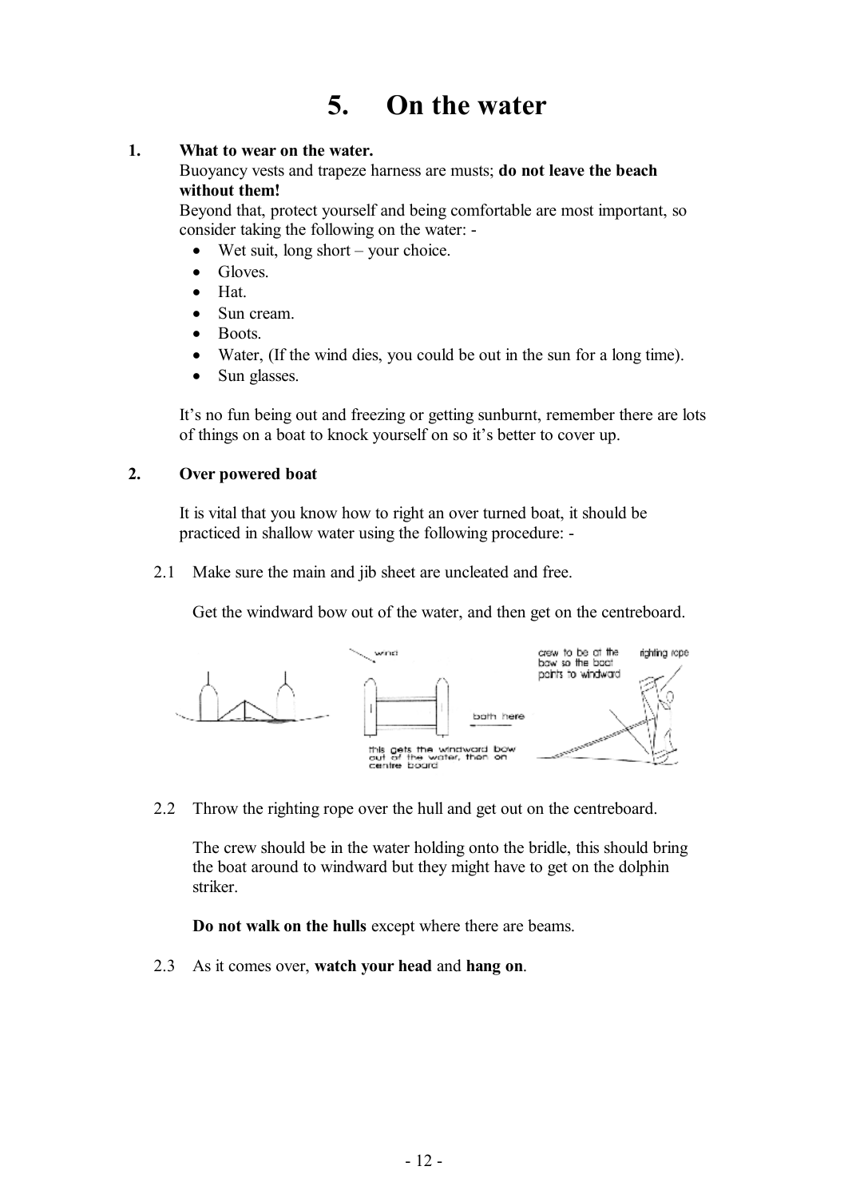# 5. On the water

**1. What to wear on the water.**

Buoyancy vests and trapeze harness are musts; **do not leave the beach without them!**

Beyond that, protect yourself and being comfortable are most important, so consider taking the following on the water: -

- Wet suit, long short – your choice.
- Gloves.
- Hat.
- Sun cream.
- Boots.
- Water, (If the wind dies, you could be out in the sun for a long time).
- Sun glasses.

It's no fun being out and freezing or getting sunburnt, remember there are lots of things on a boat to knock yourself on so it's better to cover up.

**2. Over powered boat**

It is vital that you know how to right an over turned boat, it should be practiced in shallow water using the following procedure: -

2.1 Make sure the main and jib sheet are uncleated and free.

Get the windward bow out of the water, and then get on the centreboard.

2.2 Throw the righting rope over the hull and get out on the centreboard.

The crew should be in the water holding onto the bridle, this should bring the boat around to windward but they might have to get on the dolphin striker.

**Do not walk on the hulls** except where there are beams.

2.3 As it comes over, **watch your head** and **hang on**.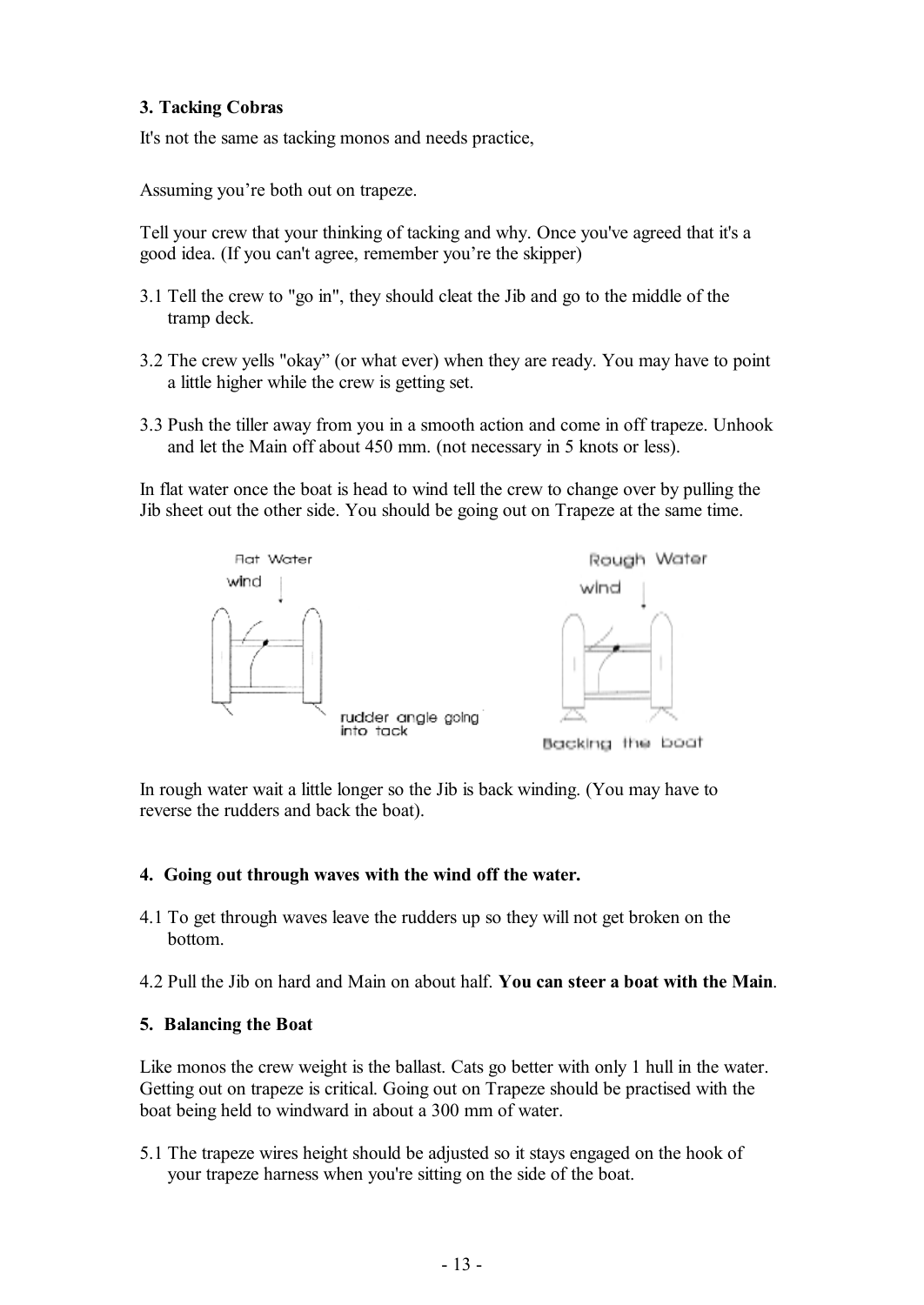**3. Tacking Cobras**

It's not the same as tacking monos and needs practice,

Assuming you're both out on trapeze.

Tell your crew that your thinking of tacking and why. Once you've agreed that it's a good idea. (If you can't agree, remember you're the skipper)

3.1 Tell the crew to "go in", they should cleat the Jib and go to the middle of the tramp deck.

3.2 The crew yells "okay" (or what ever) when they are ready. You may have to point a little higher while the crew is getting set.

3.3 Push the tiller away from you in a smooth action and come in off trapeze. Unhook and let the Main off about 450 mm. (not necessary in 5 knots or less).

In flat water once the boat is head to wind tell the crew to change over by pulling the Jib sheet out the other side. You should be going out on Trapeze at the same time.

Flat Water

wind

rudder angle going into tack

Rough Water

wind

Backing the boat

In rough water wait a little longer so the Jib is back winding. (You may have to reverse the rudders and back the boat).

**4. Going out through waves with the wind off the water.**

4.1 To get through waves leave the rudders up so they will not get broken on the bottom.

4.2 Pull the Jib on hard and Main on about half. **You can steer a boat with the Main**.

**5. Balancing the Boat**

Like monos the crew weight is the ballast. Cats go better with only 1 hull in the water. Getting out on trapeze is critical. Going out on Trapeze should be practised with the boat being held to windward in about a 300 mm of water.

5.1 The trapeze wires height should be adjusted so it stays engaged on the hook of your trapeze harness when you're sitting on the side of the boat.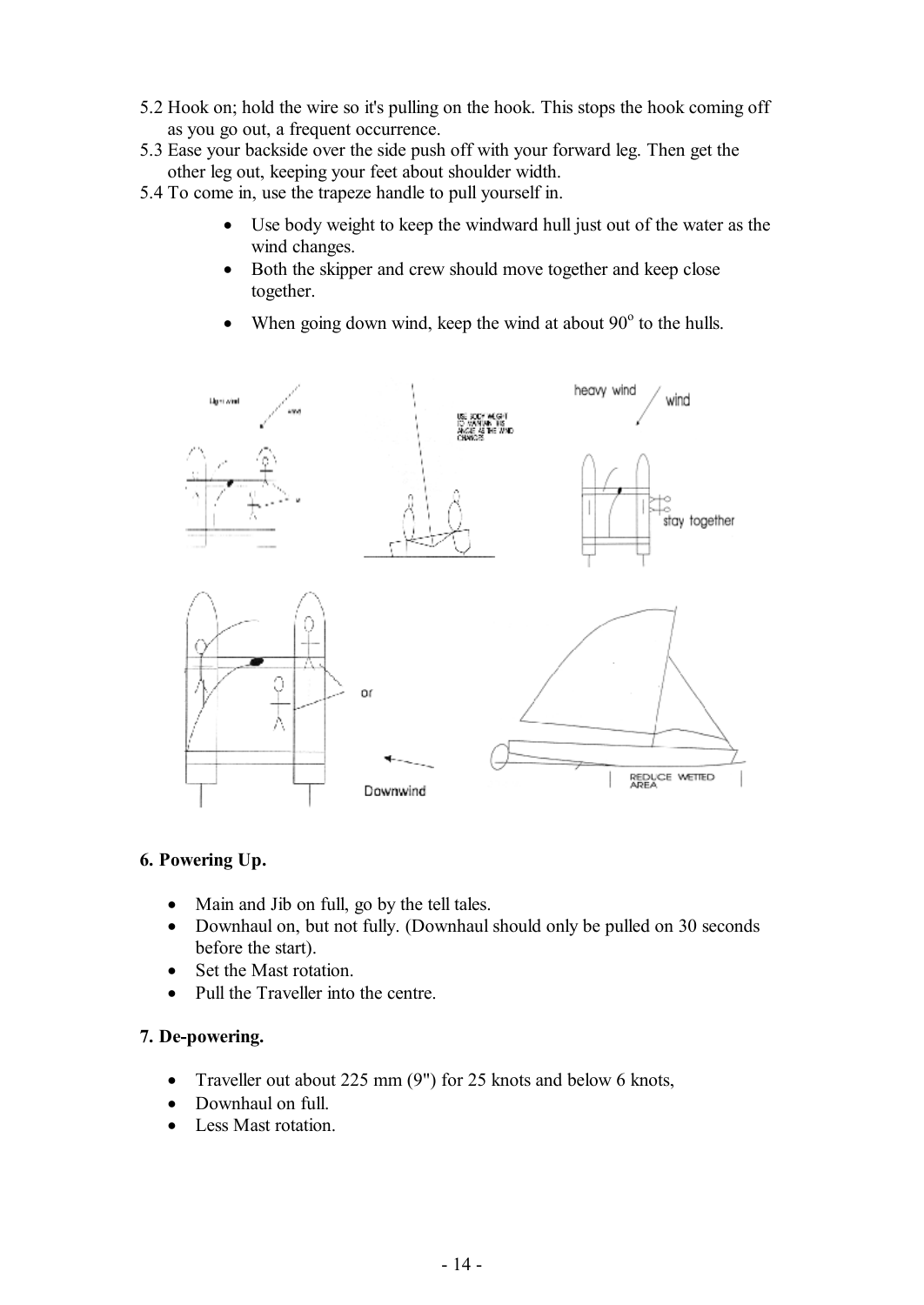5.2 Hook on; hold the wire so it's pulling on the hook. This stops the hook coming off as you go out, a frequent occurrence.

5.3 Ease your backside over the side push off with your forward leg. Then get the other leg out, keeping your feet about shoulder width.

5.4 To come in, use the trapeze handle to pull yourself in.

- Use body weight to keep the windward hull just out of the water as the wind changes.
- Both the skipper and crew should move together and keep close together.
- When going down wind, keep the wind at about 90$^o$ to the hulls.

### 6. Powering Up.

- Main and Jib on full, go by the tell tales.
- Downhaul on, but not fully. (Downhaul should only be pulled on 30 seconds before the start).
- Set the Mast rotation.
- Pull the Traveller into the centre.

### 7. De-powering.

- Traveller out about 225 mm (9") for 25 knots and below 6 knots,
- Downhaul on full.
- Less Mast rotation.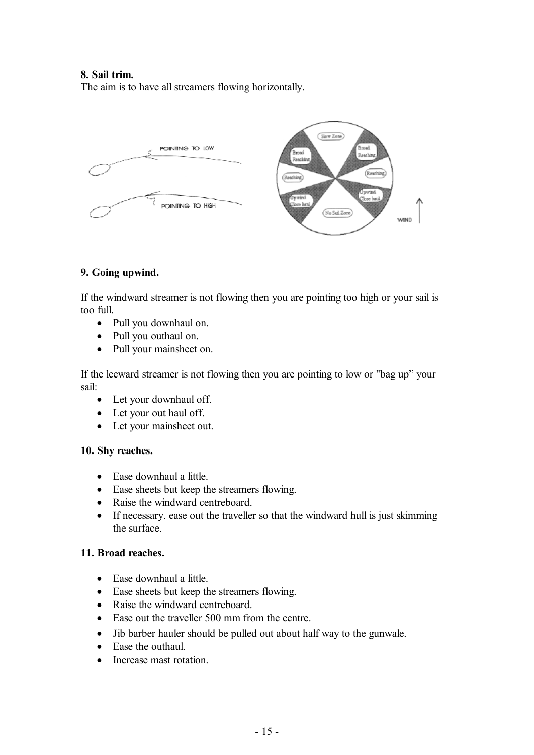**8. Sail trim.**

The aim is to have all streamers flowing horizontally.

**9. Going upwind.**

If the windward streamer is not flowing then you are pointing too high or your sail is too full.

- Pull you downhaul on.
- Pull you outhaul on.
- Pull your mainsheet on.

If the leeward streamer is not flowing then you are pointing to low or "bag up" your sail:

- Let your downhaul off.
- Let your out haul off.
- Let your mainsheet out.

**10. Shy reaches.**

- Ease downhaul a little.
- Ease sheets but keep the streamers flowing.
- Raise the windward centreboard.
- If necessary. ease out the traveller so that the windward hull is just skimming the surface.

**11. Broad reaches.**

- Ease downhaul a little.
- Ease sheets but keep the streamers flowing.
- Raise the windward centreboard.
- Ease out the traveller 500 mm from the centre.
- Jib barber hauler should be pulled out about half way to the gunwale.
- Ease the outhaul.
- Increase mast rotation.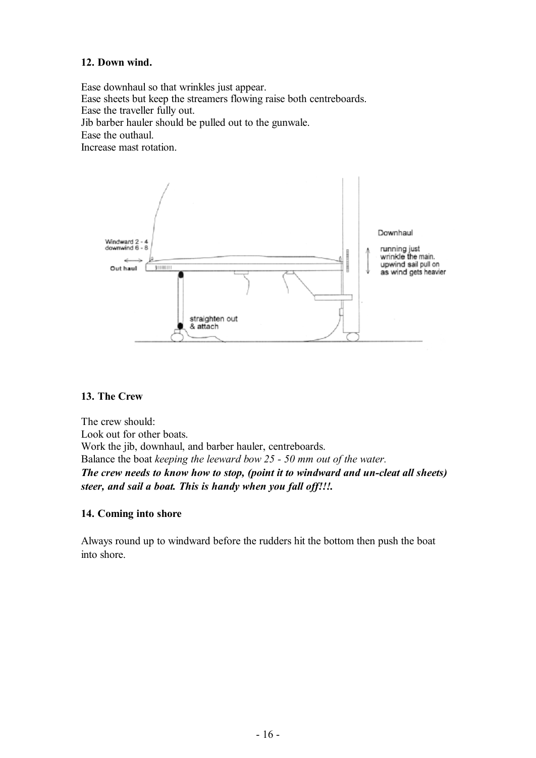**12. Down wind.**

Ease downhaul so that wrinkles just appear.
Ease sheets but keep the streamers flowing raise both centreboards.
Ease the traveller fully out.
Jib barber hauler should be pulled out to the gunwale.
Ease the outhaul.
Increase mast rotation.

Windward 2 - 4
downwind 6 - 8

Out haul

straighten out
& attach

Downhaul

running just
wrinkle the main.
upwind sail pull on
as wind gets heavier

**13. The Crew**

The crew should:
Look out for other boats.
Work the jib, downhaul, and barber hauler, centreboards.
Balance the boat *keeping the leeward bow 25 - 50 mm out of the water.*
***The crew needs to know how to stop, (point it to windward and un-cleat all sheets) steer, and sail a boat. This is handy when you fall off!!!.***

**14. Coming into shore**

Always round up to windward before the rudders hit the bottom then push the boat into shore.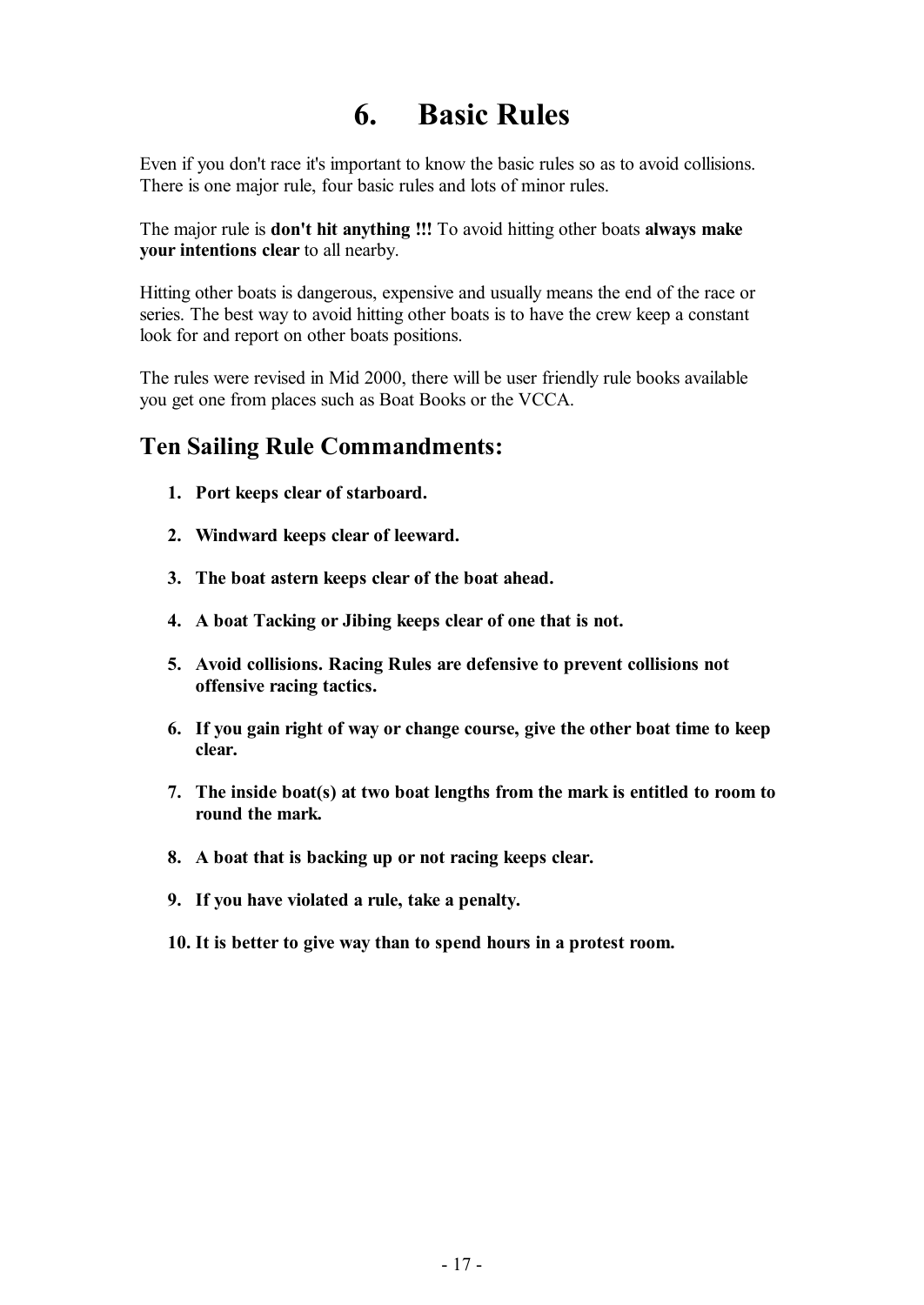# 6. Basic Rules

Even if you don't race it's important to know the basic rules so as to avoid collisions. There is one major rule, four basic rules and lots of minor rules.

The major rule is **don't hit anything !!!** To avoid hitting other boats **always make your intentions clear** to all nearby.

Hitting other boats is dangerous, expensive and usually means the end of the race or series. The best way to avoid hitting other boats is to have the crew keep a constant look for and report on other boats positions.

The rules were revised in Mid 2000, there will be user friendly rule books available you get one from places such as Boat Books or the VCCA.

## Ten Sailing Rule Commandments:

1. **Port keeps clear of starboard.**
2. **Windward keeps clear of leeward.**
3. **The boat astern keeps clear of the boat ahead.**
4. **A boat Tacking or Jibing keeps clear of one that is not.**
5. **Avoid collisions. Racing Rules are defensive to prevent collisions not offensive racing tactics.**
6. **If you gain right of way or change course, give the other boat time to keep clear.**
7. **The inside boat(s) at two boat lengths from the mark is entitled to room to round the mark.**
8. **A boat that is backing up or not racing keeps clear.**
9. **If you have violated a rule, take a penalty.**
10. **It is better to give way than to spend hours in a protest room.**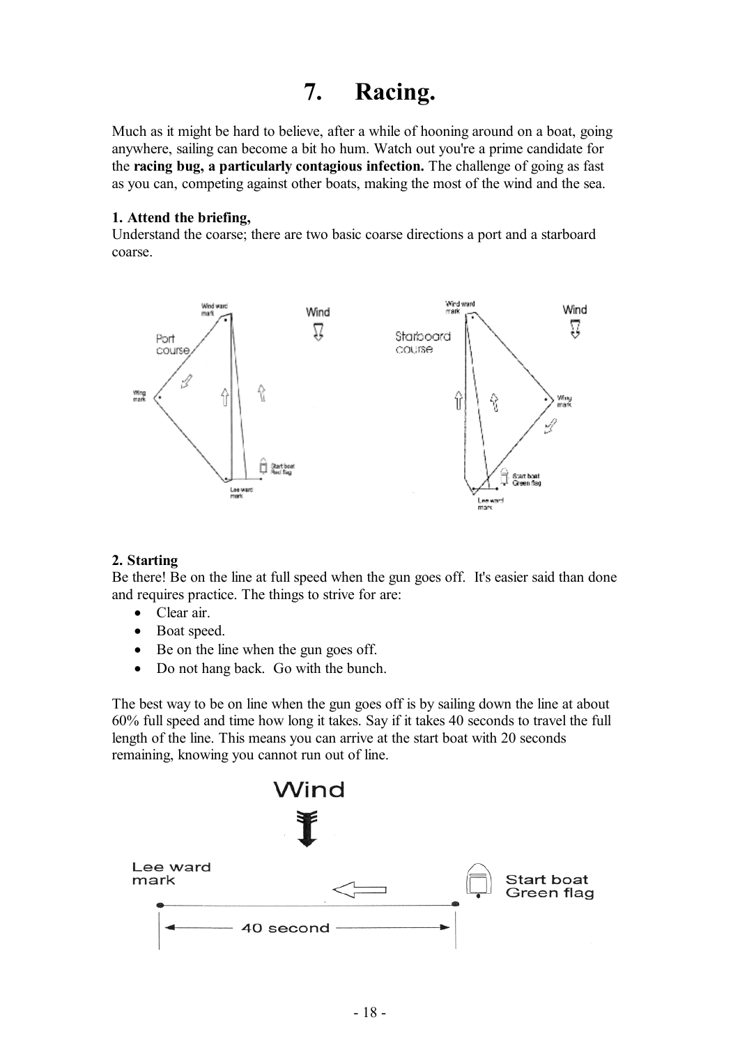# 7. Racing.

Much as it might be hard to believe, after a while of hooning around on a boat, going anywhere, sailing can become a bit ho hum. Watch out you're a prime candidate for the **racing bug, a particularly contagious infection.** The challenge of going as fast as you can, competing against other boats, making the most of the wind and the sea.

**1. Attend the briefing,**
Understand the coarse; there are two basic coarse directions a port and a starboard coarse.

**2. Starting**
Be there! Be on the line at full speed when the gun goes off. It's easier said than done and requires practice. The things to strive for are:

- Clear air.
- Boat speed.
- Be on the line when the gun goes off.
- Do not hang back. Go with the bunch.

The best way to be on line when the gun goes off is by sailing down the line at about 60% full speed and time how long it takes. Say if it takes 40 seconds to travel the full length of the line. This means you can arrive at the start boat with 20 seconds remaining, knowing you cannot run out of line.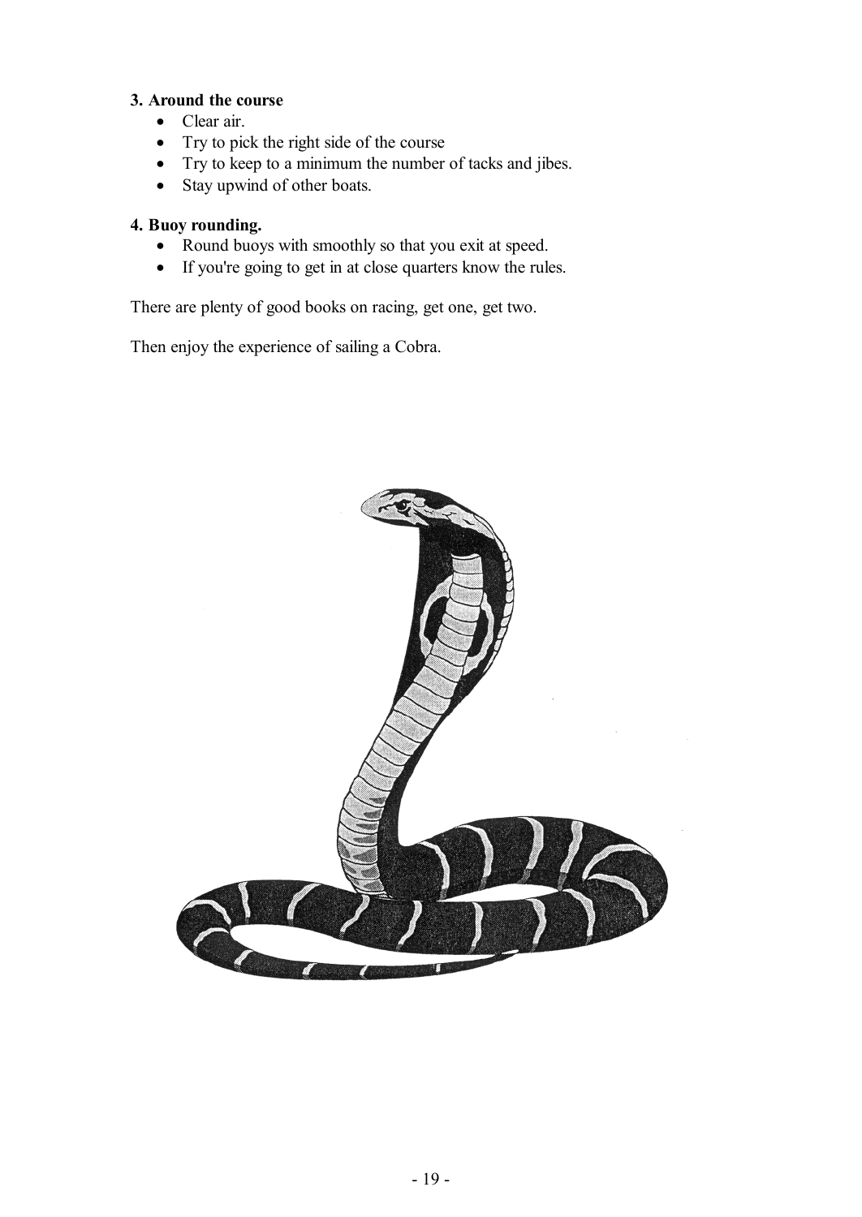**3. Around the course**

- Clear air.
- Try to pick the right side of the course
- Try to keep to a minimum the number of tacks and jibes.
- Stay upwind of other boats.

**4. Buoy rounding.**

- Round buoys with smoothly so that you exit at speed.
- If you're going to get in at close quarters know the rules.

There are plenty of good books on racing, get one, get two.

Then enjoy the experience of sailing a Cobra.